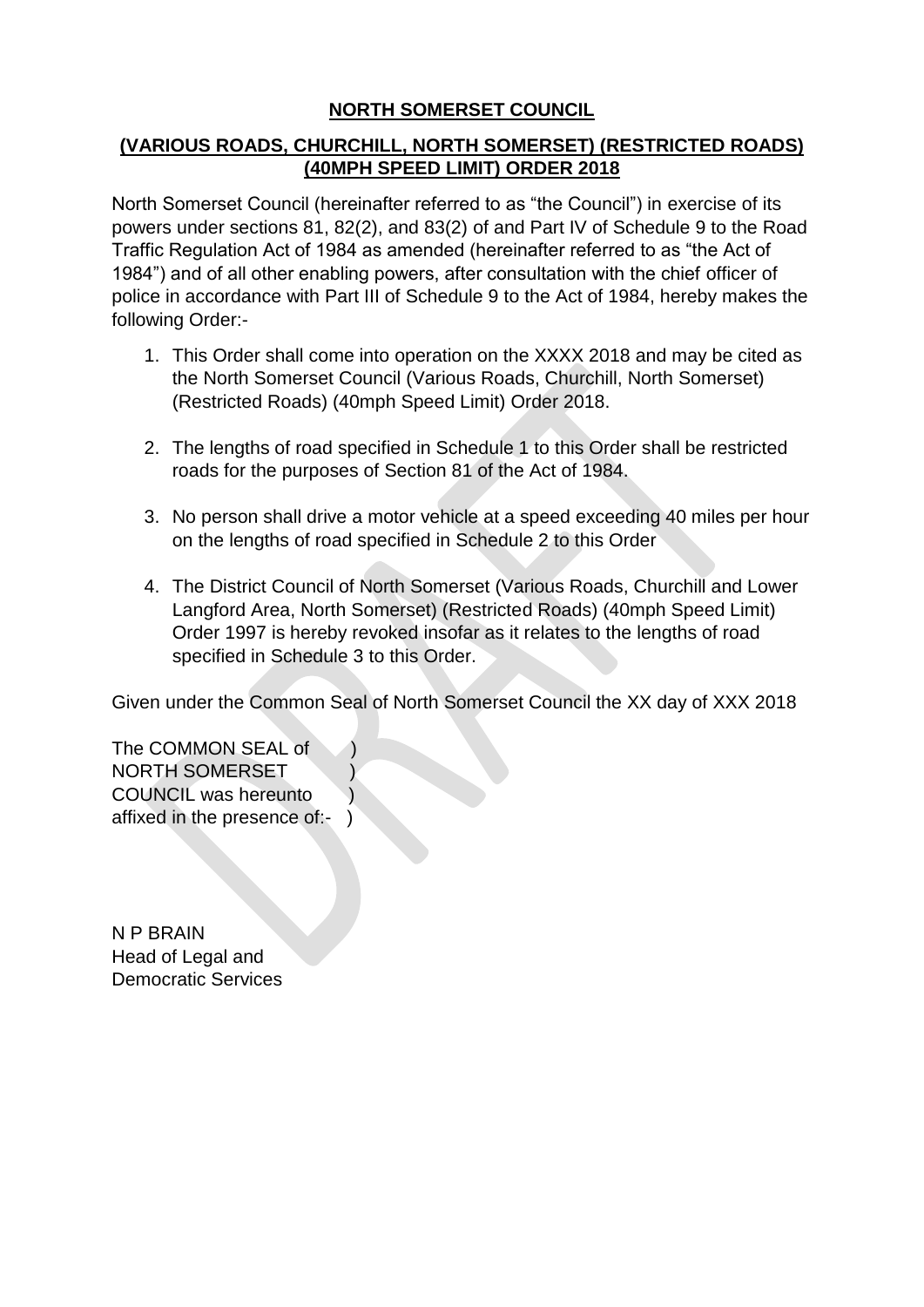**NORTH SOMERSET COUNCIL**

**(VARIOUS ROADS, CHURCHILL, NORTH SOMERSET) (RESTRICTED ROADS) (40MPH SPEED LIMIT) ORDER 2018**

North Somerset Council (hereinafter referred to as "the Council") in exercise of its powers under sections 81, 82(2), and 83(2) of and Part IV of Schedule 9 to the Road Traffic Regulation Act of 1984 as amended (hereinafter referred to as "the Act of 1984") and of all other enabling powers, after consultation with the chief officer of police in accordance with Part III of Schedule 9 to the Act of 1984, hereby makes the following Order:-

1. This Order shall come into operation on the XXXX 2018 and may be cited as the North Somerset Council (Various Roads, Churchill, North Somerset) (Restricted Roads) (40mph Speed Limit) Order 2018.

2. The lengths of road specified in Schedule 1 to this Order shall be restricted roads for the purposes of Section 81 of the Act of 1984.

3. No person shall drive a motor vehicle at a speed exceeding 40 miles per hour on the lengths of road specified in Schedule 2 to this Order

4. The District Council of North Somerset (Various Roads, Churchill and Lower Langford Area, North Somerset) (Restricted Roads) (40mph Speed Limit) Order 1997 is hereby revoked insofar as it relates to the lengths of road specified in Schedule 3 to this Order.

Given under the Common Seal of North Somerset Council the XX day of XXX 2018

The COMMON SEAL of )
NORTH SOMERSET )
COUNCIL was hereunto )
affixed in the presence of:- )

N P BRAIN
Head of Legal and
Democratic Services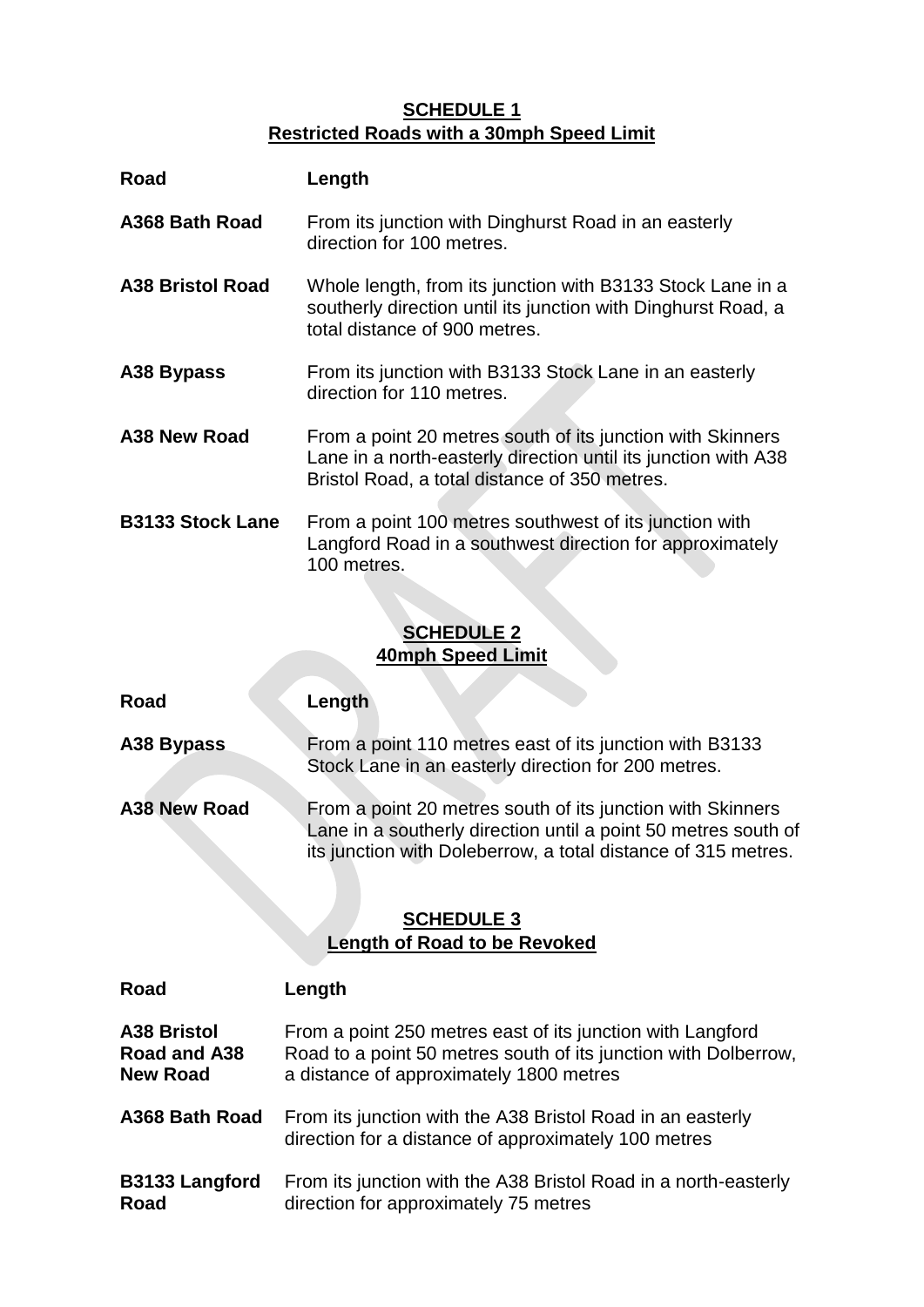**SCHEDULE 1**
**Restricted Roads with a 30mph Speed Limit**

| Road | Length |
|---|---|
| **A368 Bath Road** | From its junction with Dinghurst Road in an easterly direction for 100 metres. |
| **A38 Bristol Road** | Whole length, from its junction with B3133 Stock Lane in a southerly direction until its junction with Dinghurst Road, a total distance of 900 metres. |
| **A38 Bypass** | From its junction with B3133 Stock Lane in an easterly direction for 110 metres. |
| **A38 New Road** | From a point 20 metres south of its junction with Skinners Lane in a north-easterly direction until its junction with A38 Bristol Road, a total distance of 350 metres. |
| **B3133 Stock Lane** | From a point 100 metres southwest of its junction with Langford Road in a southwest direction for approximately 100 metres. |

**SCHEDULE 2**
**40mph Speed Limit**

| Road | Length |
|---|---|
| **A38 Bypass** | From a point 110 metres east of its junction with B3133 Stock Lane in an easterly direction for 200 metres. |
| **A38 New Road** | From a point 20 metres south of its junction with Skinners Lane in a southerly direction until a point 50 metres south of its junction with Doleberrow, a total distance of 315 metres. |

**SCHEDULE 3**
**Length of Road to be Revoked**

| Road | Length |
|---|---|
| **A38 Bristol Road and A38 New Road** | From a point 250 metres east of its junction with Langford Road to a point 50 metres south of its junction with Dolberrow, a distance of approximately 1800 metres |
| **A368 Bath Road** | From its junction with the A38 Bristol Road in an easterly direction for a distance of approximately 100 metres |
| **B3133 Langford Road** | From its junction with the A38 Bristol Road in a north-easterly direction for approximately 75 metres |